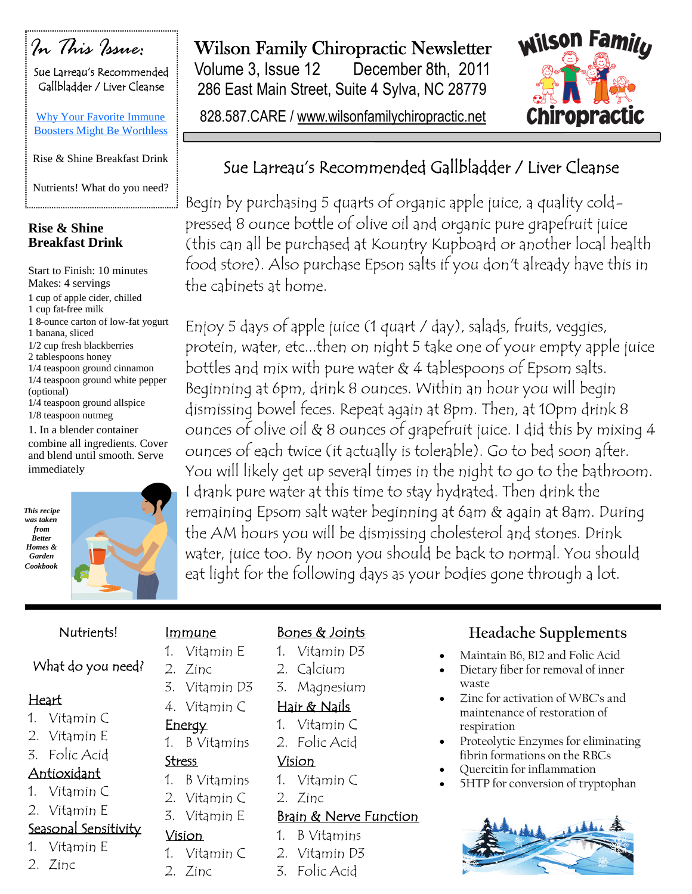# Wilson Family Chiropractic Newsletter

Volume 3, Issue 12 December 8th, 2011

286 East Main Street, Suite 4 Sylva, NC 28779

828.587.CARE / www.wilsonfamilychiropractic.net

Wilson Family Chiropractic

## In This Issue:

Sue Larreau's Recommended Gallbladder / Liver Cleanse

Why Your Favorite Immune Boosters Might Be Worthless

Rise & Shine Breakfast Drink

Nutrients! What do you need?

## Rise & Shine Breakfast Drink

Start to Finish: 10 minutes
Makes: 4 servings

1 cup of apple cider, chilled
1 cup fat-free milk
1 8-ounce carton of low-fat yogurt
1 banana, sliced
1/2 cup fresh blackberries
2 tablespoons honey
1/4 teaspoon ground cinnamon
1/4 teaspoon ground white pepper (optional)
1/4 teaspoon ground allspice
1/8 teaspoon nutmeg

1. In a blender container combine all ingredients. Cover and blend until smooth. Serve immediately

*This recipe was taken from Better Homes & Garden Cookbook*

## Sue Larreau's Recommended Gallbladder / Liver Cleanse

Begin by purchasing 5 quarts of organic apple juice, a quality cold-pressed 8 ounce bottle of olive oil and organic pure grapefruit juice (this can all be purchased at Kountry Kupboard or another local health food store). Also purchase Epson salts if you don't already have this in the cabinets at home.

Enjoy 5 days of apple juice (1 quart / day), salads, fruits, veggies, protein, water, etc...then on night 5 take one of your empty apple juice bottles and mix with pure water & 4 tablespoons of Epsom salts. Beginning at 6pm, drink 8 ounces. Within an hour you will begin dismissing bowel feces. Repeat again at 8pm. Then, at 10pm drink 8 ounces of olive oil & 8 ounces of grapefruit juice. I did this by mixing 4 ounces of each twice (it actually is tolerable). Go to bed soon after. You will likely get up several times in the night to go to the bathroom. I drank pure water at this time to stay hydrated. Then drink the remaining Epsom salt water beginning at 6am & again at 8am. During the AM hours you will be dismissing cholesterol and stones. Drink water, juice too. By noon you should be back to normal. You should eat light for the following days as your bodies gone through a lot.

## Nutrients! What do you need?

**Heart**
1. Vitamin C
2. Vitamin E
3. Folic Acid

**Antioxidant**
1. Vitamin C
2. Vitamin E

**Seasonal Sensitivity**
1. Vitamin E
2. Zinc

**Immune**
1. Vitamin E
2. Zinc
3. Vitamin D3
4. Vitamin C

**Energy**
1. B Vitamins

**Stress**
1. B Vitamins
2. Vitamin C
3. Vitamin E

**Vision**
1. Vitamin C
2. Zinc

**Bones & Joints**
1. Vitamin D3
2. Calcium
3. Magnesium

**Hair & Nails**
1. Vitamin C
2. Folic Acid

**Vision**
1. Vitamin C
2. Zinc

**Brain & Nerve Function**
1. B Vitamins
2. Vitamin D3
3. Folic Acid

## Headache Supplements

- Maintain B6, B12 and Folic Acid
- Dietary fiber for removal of inner waste
- Zinc for activation of WBC's and maintenance of restoration of respiration
- Proteolytic Enzymes for eliminating fibrin formations on the RBCs
- Quercitin for inflammation
- 5HTP for conversion of tryptophan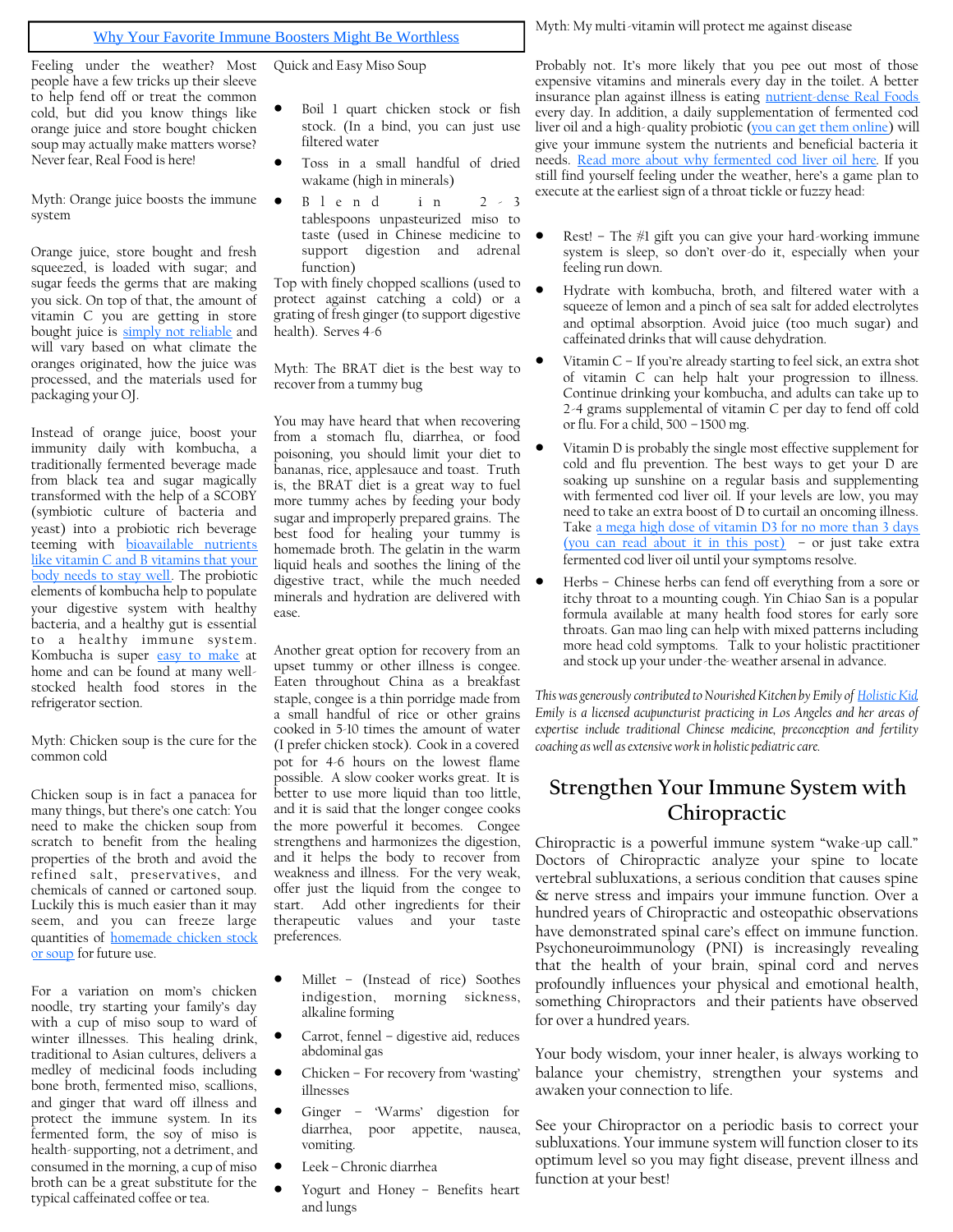## Why Your Favorite Immune Boosters Might Be Worthless

Feeling under the weather? Most people have a few tricks up their sleeve to help fend off or treat the common cold, but did you know things like orange juice and store bought chicken soup may actually make matters worse? Never fear, Real Food is here!

Myth: Orange juice boosts the immune system

Orange juice, store bought and fresh squeezed, is loaded with sugar; and sugar feeds the germs that are making you sick. On top of that, the amount of vitamin C you are getting in store bought juice is simply not reliable and will vary based on what climate the oranges originated, how the juice was processed, and the materials used for packaging your OJ.

Instead of orange juice, boost your immunity daily with kombucha, a traditionally fermented beverage made from black tea and sugar magically transformed with the help of a SCOBY (symbiotic culture of bacteria and yeast) into a probiotic rich beverage teeming with bioavailable nutrients like vitamin C and B vitamins that your body needs to stay well. The probiotic elements of kombucha help to populate your digestive system with healthy bacteria, and a healthy gut is essential to a healthy immune system. Kombucha is super easy to make at home and can be found at many well-stocked health food stores in the refrigerator section.

Myth: Chicken soup is the cure for the common cold

Chicken soup is in fact a panacea for many things, but there's one catch: You need to make the chicken soup from scratch to benefit from the healing properties of the broth and avoid the refined salt, preservatives, and chemicals of canned or cartoned soup. Luckily this is much easier than it may seem, and you can freeze large quantities of homemade chicken stock or soup for future use.

For a variation on mom's chicken noodle, try starting your family's day with a cup of miso soup to ward of winter illnesses. This healing drink, traditional to Asian cultures, delivers a medley of medicinal foods including bone broth, fermented miso, scallions, and ginger that ward off illness and protect the immune system. In its fermented form, the soy of miso is health-supporting, not a detriment, and consumed in the morning, a cup of miso broth can be a great substitute for the typical caffeinated coffee or tea.

Quick and Easy Miso Soup

- Boil 1 quart chicken stock or fish stock. (In a bind, you can just use filtered water
- Toss in a small handful of dried wakame (high in minerals)
- Blend in 2-3 tablespoons unpasteurized miso to taste (used in Chinese medicine to support digestion and adrenal function)

Top with finely chopped scallions (used to protect against catching a cold) or a grating of fresh ginger (to support digestive health). Serves 4-6

Myth: The BRAT diet is the best way to recover from a tummy bug

You may have heard that when recovering from a stomach flu, diarrhea, or food poisoning, you should limit your diet to bananas, rice, applesauce and toast. Truth is, the BRAT diet is a great way to fuel more tummy aches by feeding your body sugar and improperly prepared grains. The best food for healing your tummy is homemade broth. The gelatin in the warm liquid heals and soothes the lining of the digestive tract, while the much needed minerals and hydration are delivered with ease.

Another great option for recovery from an upset tummy or other illness is congee. Eaten throughout China as a breakfast staple, congee is a thin porridge made from a small handful of rice or other grains cooked in 5-10 times the amount of water (I prefer chicken stock). Cook in a covered pot for 4-6 hours on the lowest flame possible. A slow cooker works great. It is better to use more liquid than too little, and it is said that the longer congee cooks the more powerful it becomes. Congee strengthens and harmonizes the digestion, and it helps the body to recover from weakness and illness. For the very weak, offer just the liquid from the congee to start. Add other ingredients for their therapeutic values and your taste preferences.

- Millet – (Instead of rice) Soothes indigestion, morning sickness, alkaline forming
- Carrot, fennel – digestive aid, reduces abdominal gas
- Chicken – For recovery from 'wasting' illnesses
- Ginger – 'Warms' digestion for diarrhea, poor appetite, nausea, vomiting.
- Leek – Chronic diarrhea
- Yogurt and Honey – Benefits heart and lungs

Myth: My multi-vitamin will protect me against disease

Probably not. It's more likely that you pee out most of those expensive vitamins and minerals every day in the toilet. A better insurance plan against illness is eating nutrient-dense Real Foods every day. In addition, a daily supplementation of fermented cod liver oil and a high-quality probiotic (you can get them online) will give your immune system the nutrients and beneficial bacteria it needs. Read more about why fermented cod liver oil here. If you still find yourself feeling under the weather, here's a game plan to execute at the earliest sign of a throat tickle or fuzzy head:

- Rest! – The #1 gift you can give your hard-working immune system is sleep, so don't over-do it, especially when your feeling run down.
- Hydrate with kombucha, broth, and filtered water with a squeeze of lemon and a pinch of sea salt for added electrolytes and optimal absorption. Avoid juice (too much sugar) and caffeinated drinks that will cause dehydration.
- Vitamin C – If you're already starting to feel sick, an extra shot of vitamin C can help halt your progression to illness. Continue drinking your kombucha, and adults can take up to 2-4 grams supplemental of vitamin C per day to fend off cold or flu. For a child, 500 – 1500 mg.
- Vitamin D is probably the single most effective supplement for cold and flu prevention. The best ways to get your D are soaking up sunshine on a regular basis and supplementing with fermented cod liver oil. If your levels are low, you may need to take an extra boost of D to curtail an oncoming illness. Take a mega high dose of vitamin D3 for no more than 3 days (you can read about it in this post) – or just take extra fermented cod liver oil until your symptoms resolve.
- Herbs – Chinese herbs can fend off everything from a sore or itchy throat to a mounting cough. Yin Chiao San is a popular formula available at many health food stores for early sore throats. Gan mao ling can help with mixed patterns including more head cold symptoms. Talk to your holistic practitioner and stock up your under-the-weather arsenal in advance.

*This was generously contributed to Nourished Kitchen by Emily of Holistic Kid. Emily is a licensed acupuncturist practicing in Los Angeles and her areas of expertise include traditional Chinese medicine, preconception and fertility coaching as well as extensive work in holistic pediatric care.*

## Strengthen Your Immune System with Chiropractic

Chiropractic is a powerful immune system "wake-up call." Doctors of Chiropractic analyze your spine to locate vertebral subluxations, a serious condition that causes spine & nerve stress and impairs your immune function. Over a hundred years of Chiropractic and osteopathic observations have demonstrated spinal care's effect on immune function. Psychoneuroimmunology (PNI) is increasingly revealing that the health of your brain, spinal cord and nerves profoundly influences your physical and emotional health, something Chiropractors and their patients have observed for over a hundred years.

Your body wisdom, your inner healer, is always working to balance your chemistry, strengthen your systems and awaken your connection to life.

See your Chiropractor on a periodic basis to correct your subluxations. Your immune system will function closer to its optimum level so you may fight disease, prevent illness and function at your best!